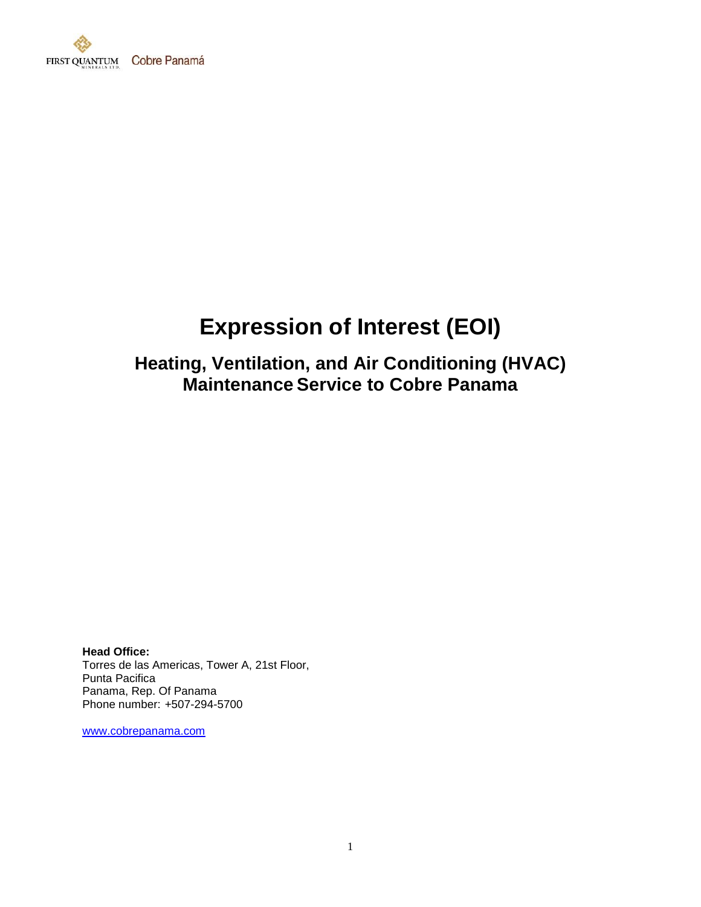FIRST QUANTUM MINERALS LTD. Cobre Panamá

# Expression of Interest (EOI)

## Heating, Ventilation, and Air Conditioning (HVAC) Maintenance Service to Cobre Panama

**Head Office:**
Torres de las Americas, Tower A, 21st Floor,
Punta Pacifica
Panama, Rep. Of Panama
Phone number: +507-294-5700

www.cobrepanama.com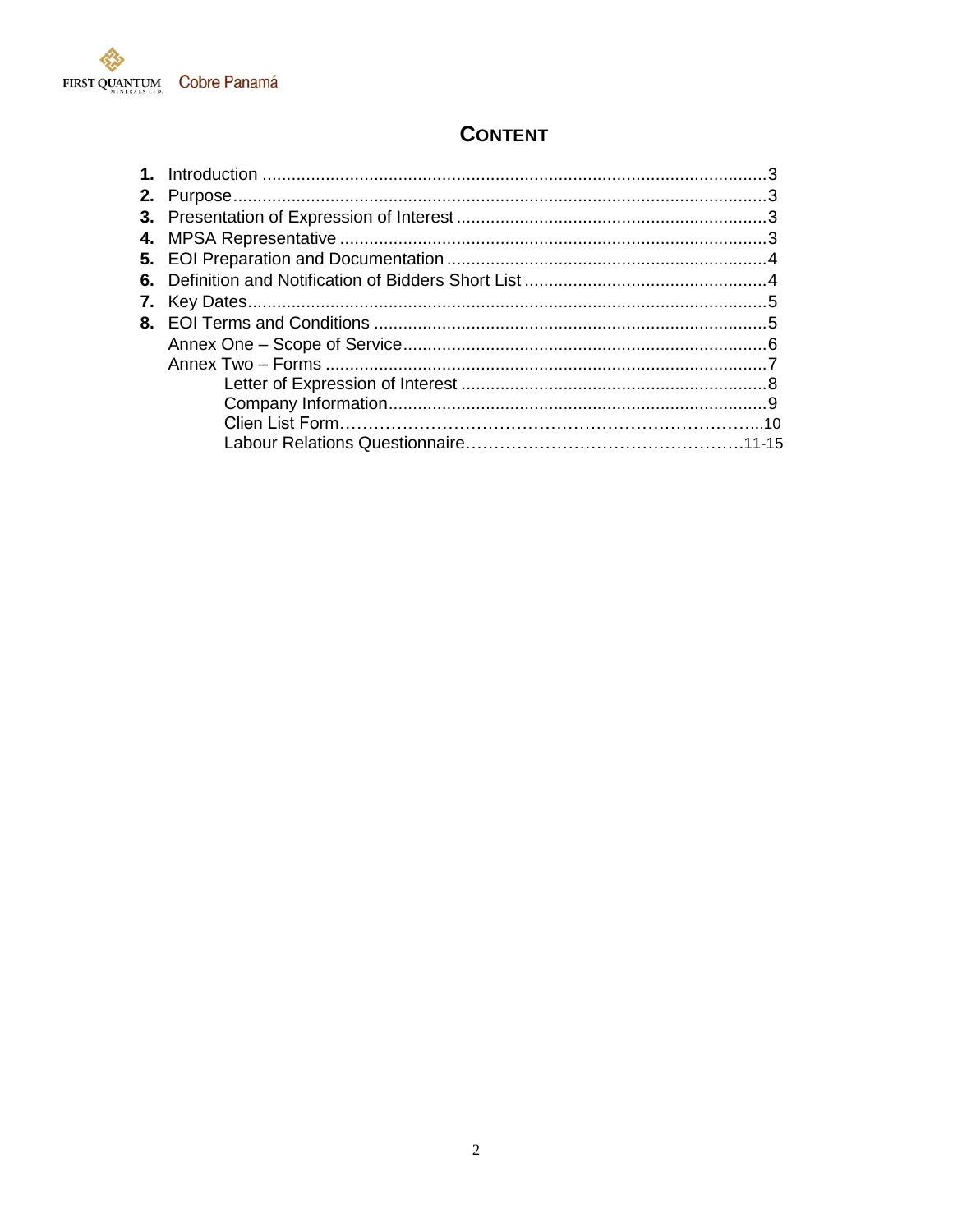# CONTENT

1. **Introduction** ........................................................................................................3
2. **Purpose**..................................................................................................................3
3. **Presentation of Expression of Interest** ................................................................3
4. **MPSA Representative** ..........................................................................................3
5. **EOI Preparation and Documentation** ...................................................................4
6. **Definition and Notification of Bidders Short List** ..................................................4
7. **Key Dates**...............................................................................................................5
8. **EOI Terms and Conditions** ...................................................................................5

Annex One – Scope of Service..........................................................................................6

Annex Two – Forms ..........................................................................................................7

- Letter of Expression of Interest ..........................................................................8
- Company Information........................................................................................9
- Clien List Form……………………………………………………………...10
- Labour Relations Questionnaire………………………………………….11-15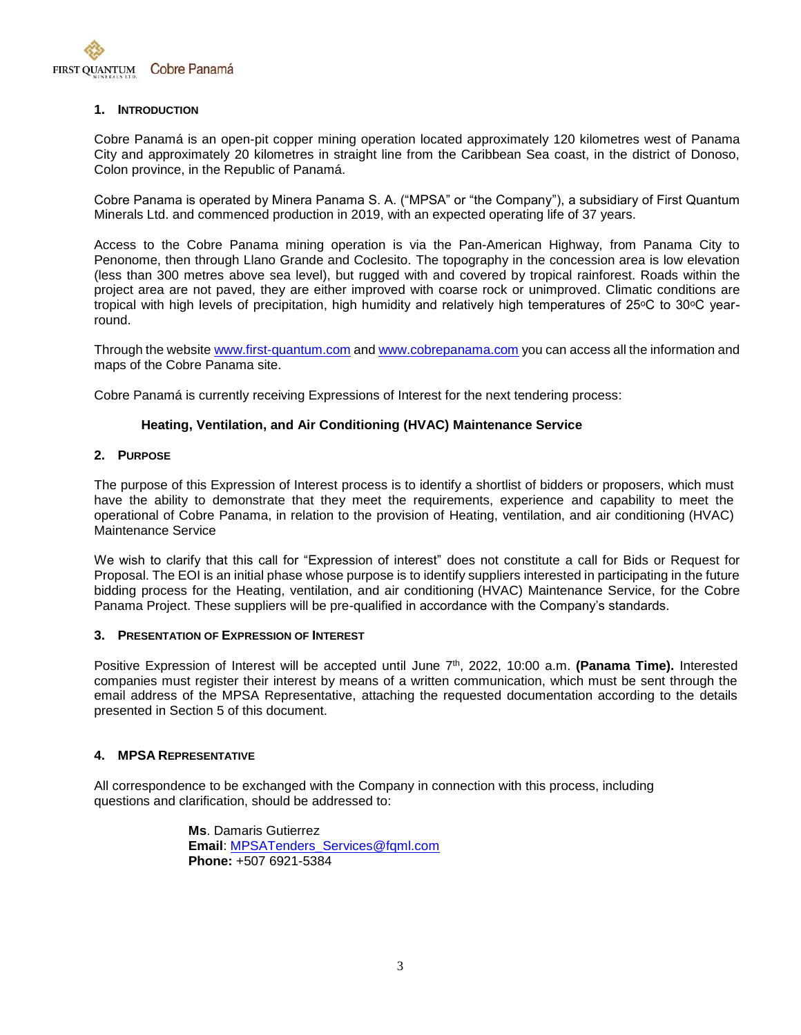## 1. Introduction

Cobre Panamá is an open-pit copper mining operation located approximately 120 kilometres west of Panama City and approximately 20 kilometres in straight line from the Caribbean Sea coast, in the district of Donoso, Colon province, in the Republic of Panamá.

Cobre Panama is operated by Minera Panama S. A. ("MPSA" or "the Company"), a subsidiary of First Quantum Minerals Ltd. and commenced production in 2019, with an expected operating life of 37 years.

Access to the Cobre Panama mining operation is via the Pan-American Highway, from Panama City to Penonome, then through Llano Grande and Coclesito. The topography in the concession area is low elevation (less than 300 metres above sea level), but rugged with and covered by tropical rainforest. Roads within the project area are not paved, they are either improved with coarse rock or unimproved. Climatic conditions are tropical with high levels of precipitation, high humidity and relatively high temperatures of 25ºC to 30ºC year-round.

Through the website www.first-quantum.com and www.cobrepanama.com you can access all the information and maps of the Cobre Panama site.

Cobre Panamá is currently receiving Expressions of Interest for the next tendering process:

**Heating, Ventilation, and Air Conditioning (HVAC) Maintenance Service**

## 2. Purpose

The purpose of this Expression of Interest process is to identify a shortlist of bidders or proposers, which must have the ability to demonstrate that they meet the requirements, experience and capability to meet the operational of Cobre Panama, in relation to the provision of Heating, ventilation, and air conditioning (HVAC) Maintenance Service

We wish to clarify that this call for "Expression of interest" does not constitute a call for Bids or Request for Proposal. The EOI is an initial phase whose purpose is to identify suppliers interested in participating in the future bidding process for the Heating, ventilation, and air conditioning (HVAC) Maintenance Service, for the Cobre Panama Project. These suppliers will be pre-qualified in accordance with the Company's standards.

## 3. Presentation of Expression of Interest

Positive Expression of Interest will be accepted until June 7th, 2022, 10:00 a.m. **(Panama Time).** Interested companies must register their interest by means of a written communication, which must be sent through the email address of the MPSA Representative, attaching the requested documentation according to the details presented in Section 5 of this document.

## 4. MPSA Representative

All correspondence to be exchanged with the Company in connection with this process, including questions and clarification, should be addressed to:

**Ms**. Damaris Gutierrez
**Email**: MPSATenders_Services@fqml.com
**Phone:** +507 6921-5384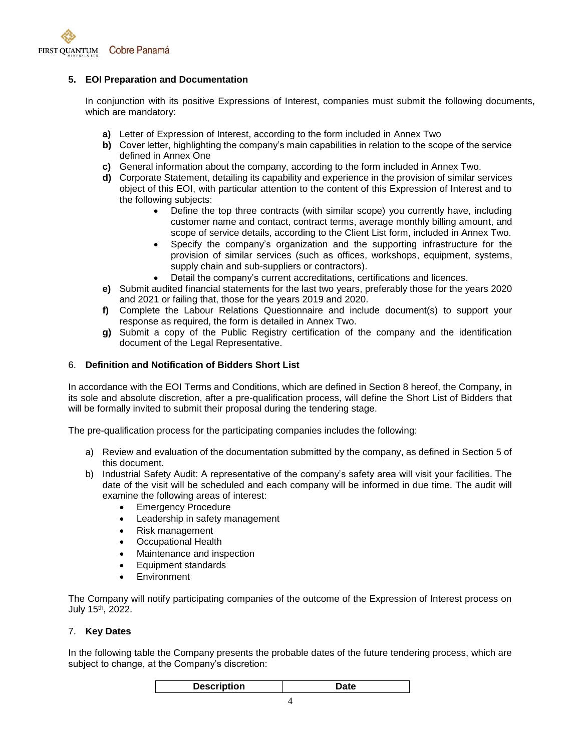## 5. EOI Preparation and Documentation

In conjunction with its positive Expressions of Interest, companies must submit the following documents, which are mandatory:

**a)** Letter of Expression of Interest, according to the form included in Annex Two

**b)** Cover letter, highlighting the company's main capabilities in relation to the scope of the service defined in Annex One

**c)** General information about the company, according to the form included in Annex Two.

**d)** Corporate Statement, detailing its capability and experience in the provision of similar services object of this EOI, with particular attention to the content of this Expression of Interest and to the following subjects:

- Define the top three contracts (with similar scope) you currently have, including customer name and contact, contract terms, average monthly billing amount, and scope of service details, according to the Client List form, included in Annex Two.
- Specify the company's organization and the supporting infrastructure for the provision of similar services (such as offices, workshops, equipment, systems, supply chain and sub-suppliers or contractors).
- Detail the company's current accreditations, certifications and licences.

**e)** Submit audited financial statements for the last two years, preferably those for the years 2020 and 2021 or failing that, those for the years 2019 and 2020.

**f)** Complete the Labour Relations Questionnaire and include document(s) to support your response as required, the form is detailed in Annex Two.

**g)** Submit a copy of the Public Registry certification of the company and the identification document of the Legal Representative.

## 6. Definition and Notification of Bidders Short List

In accordance with the EOI Terms and Conditions, which are defined in Section 8 hereof, the Company, in its sole and absolute discretion, after a pre-qualification process, will define the Short List of Bidders that will be formally invited to submit their proposal during the tendering stage.

The pre-qualification process for the participating companies includes the following:

a) Review and evaluation of the documentation submitted by the company, as defined in Section 5 of this document.

b) Industrial Safety Audit: A representative of the company's safety area will visit your facilities. The date of the visit will be scheduled and each company will be informed in due time. The audit will examine the following areas of interest:
   - Emergency Procedure
   - Leadership in safety management
   - Risk management
   - Occupational Health
   - Maintenance and inspection
   - Equipment standards
   - Environment

The Company will notify participating companies of the outcome of the Expression of Interest process on July 15th, 2022.

## 7. Key Dates

In the following table the Company presents the probable dates of the future tendering process, which are subject to change, at the Company's discretion:

| Description | Date |
|---|---|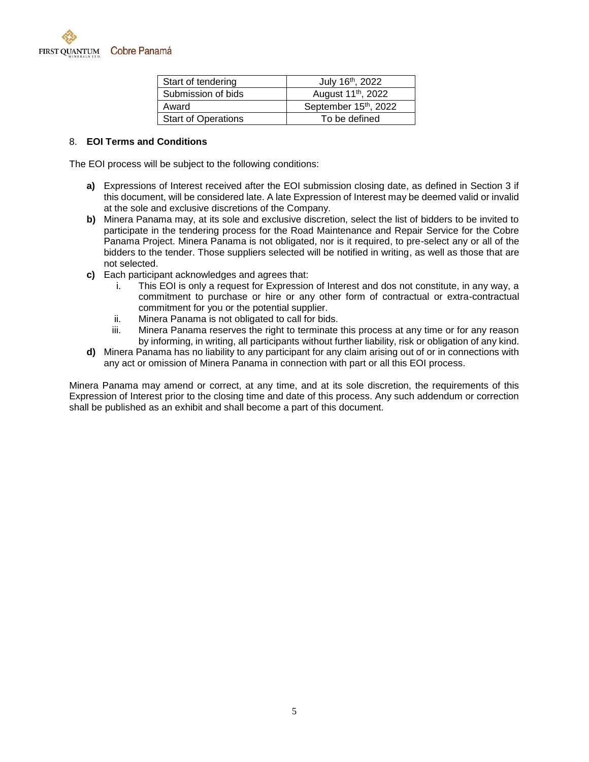| Start of tendering | July 16th, 2022 |
|---|---|
| Submission of bids | August 11th, 2022 |
| Award | September 15th, 2022 |
| Start of Operations | To be defined |

8. **EOI Terms and Conditions**

The EOI process will be subject to the following conditions:

- **a)** Expressions of Interest received after the EOI submission closing date, as defined in Section 3 if this document, will be considered late. A late Expression of Interest may be deemed valid or invalid at the sole and exclusive discretions of the Company.
- **b)** Minera Panama may, at its sole and exclusive discretion, select the list of bidders to be invited to participate in the tendering process for the Road Maintenance and Repair Service for the Cobre Panama Project. Minera Panama is not obligated, nor is it required, to pre-select any or all of the bidders to the tender. Those suppliers selected will be notified in writing, as well as those that are not selected.
- **c)** Each participant acknowledges and agrees that:
    - i. This EOI is only a request for Expression of Interest and dos not constitute, in any way, a commitment to purchase or hire or any other form of contractual or extra-contractual commitment for you or the potential supplier.
    - ii. Minera Panama is not obligated to call for bids.
    - iii. Minera Panama reserves the right to terminate this process at any time or for any reason by informing, in writing, all participants without further liability, risk or obligation of any kind.
- **d)** Minera Panama has no liability to any participant for any claim arising out of or in connections with any act or omission of Minera Panama in connection with part or all this EOI process.

Minera Panama may amend or correct, at any time, and at its sole discretion, the requirements of this Expression of Interest prior to the closing time and date of this process. Any such addendum or correction shall be published as an exhibit and shall become a part of this document.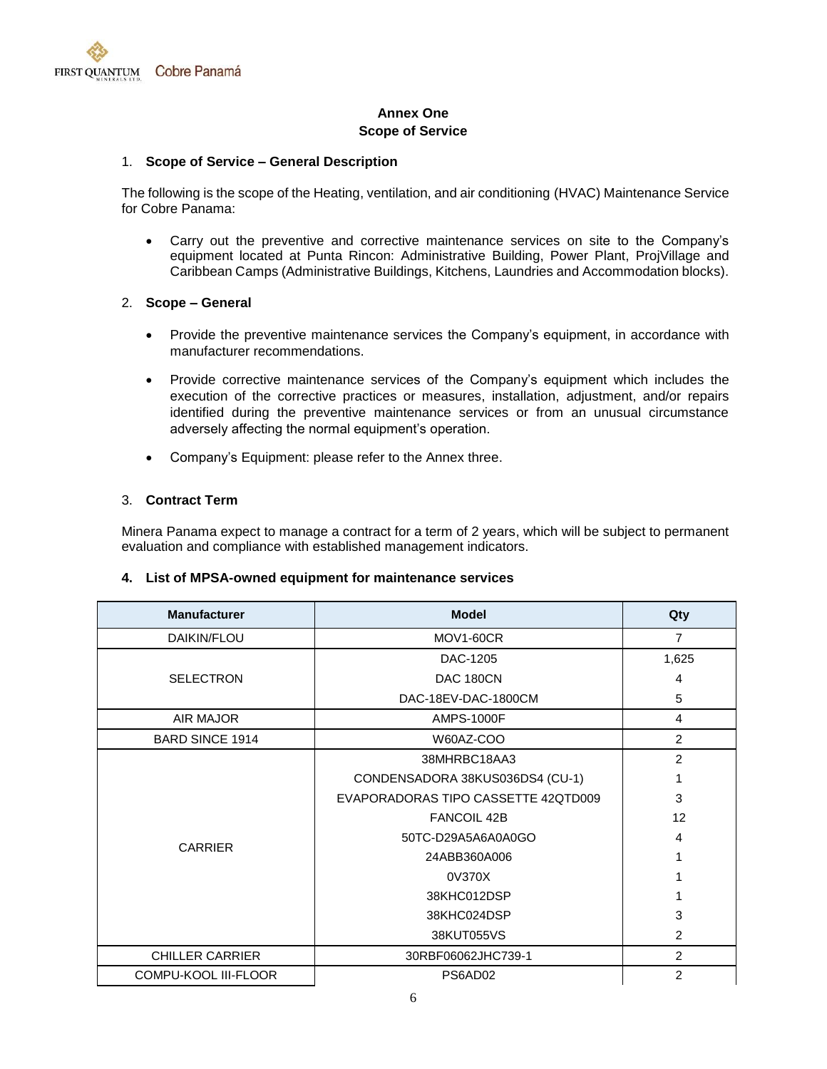**Annex One**
**Scope of Service**

1. **Scope of Service – General Description**

The following is the scope of the Heating, ventilation, and air conditioning (HVAC) Maintenance Service for Cobre Panama:

- Carry out the preventive and corrective maintenance services on site to the Company's equipment located at Punta Rincon: Administrative Building, Power Plant, ProjVillage and Caribbean Camps (Administrative Buildings, Kitchens, Laundries and Accommodation blocks).

2. **Scope – General**

- Provide the preventive maintenance services the Company's equipment, in accordance with manufacturer recommendations.
- Provide corrective maintenance services of the Company's equipment which includes the execution of the corrective practices or measures, installation, adjustment, and/or repairs identified during the preventive maintenance services or from an unusual circumstance adversely affecting the normal equipment's operation.
- Company's Equipment: please refer to the Annex three.

3. **Contract Term**

Minera Panama expect to manage a contract for a term of 2 years, which will be subject to permanent evaluation and compliance with established management indicators.

4. **List of MPSA-owned equipment for maintenance services**

| Manufacturer | Model | Qty |
|---|---|---|
| DAIKIN/FLOU | MOV1-60CR | 7 |
| SELECTRON | DAC-1205 | 1,625 |
| | DAC 180CN | 4 |
| | DAC-18EV-DAC-1800CM | 5 |
| AIR MAJOR | AMPS-1000F | 4 |
| BARD SINCE 1914 | W60AZ-COO | 2 |
| CARRIER | 38MHRBC18AA3 | 2 |
| | CONDENSADORA 38KUS036DS4 (CU-1) | 1 |
| | EVAPORADORAS TIPO CASSETTE 42QTD009 | 3 |
| | FANCOIL 42B | 12 |
| | 50TC-D29A5A6A0A0GO | 4 |
| | 24ABB360A006 | 1 |
| | 0V370X | 1 |
| | 38KHC012DSP | 1 |
| | 38KHC024DSP | 3 |
| | 38KUT055VS | 2 |
| CHILLER CARRIER | 30RBF06062JHC739-1 | 2 |
| COMPU-KOOL III-FLOOR | PS6AD02 | 2 |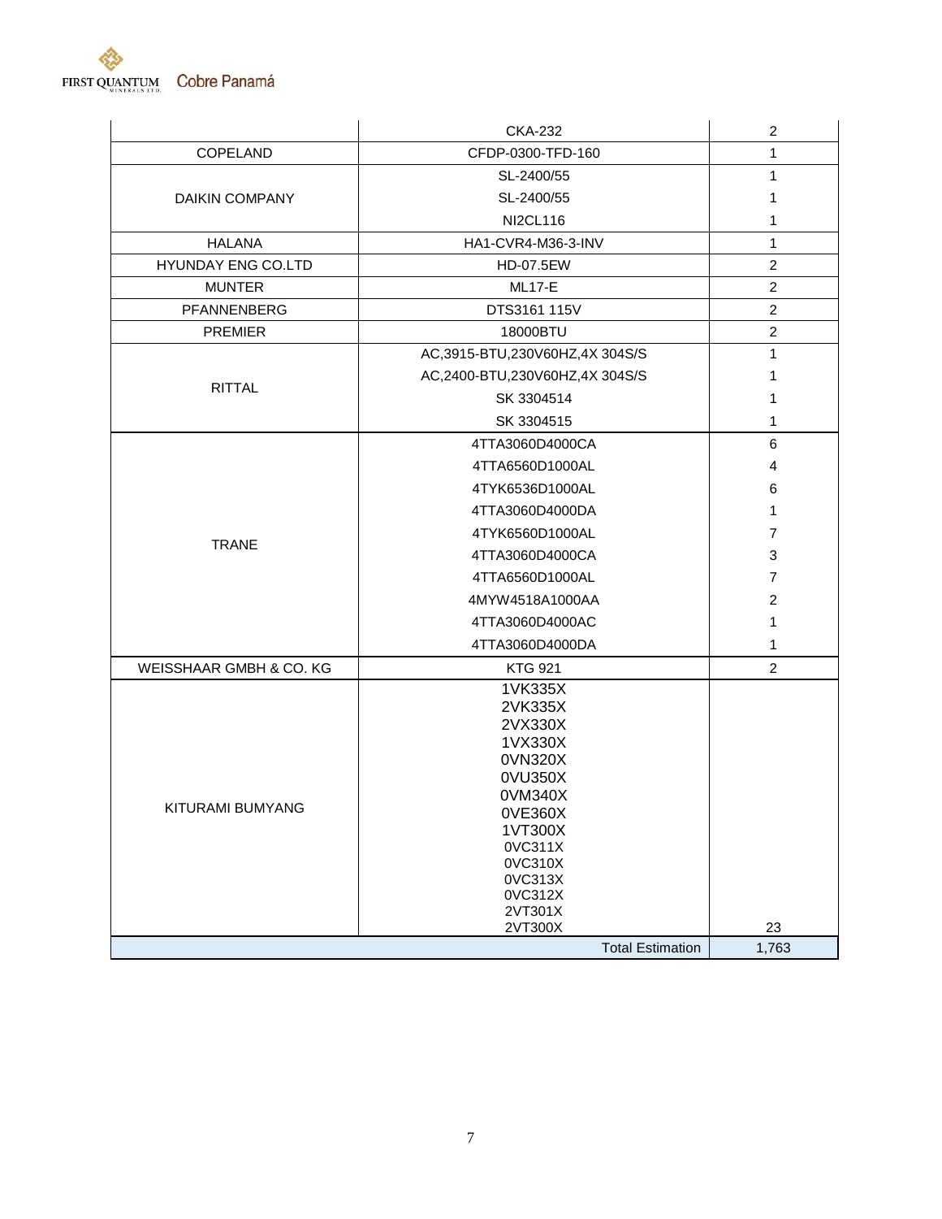| | CKA-232 | 2 |
|---|---|---|
| COPELAND | CFDP-0300-TFD-160 | 1 |
| DAIKIN COMPANY | SL-2400/55 | 1 |
| | SL-2400/55 | 1 |
| | NI2CL116 | 1 |
| HALANA | HA1-CVR4-M36-3-INV | 1 |
| HYUNDAY ENG CO.LTD | HD-07.5EW | 2 |
| MUNTER | ML17-E | 2 |
| PFANNENBERG | DTS3161 115V | 2 |
| PREMIER | 18000BTU | 2 |
| RITTAL | AC,3915-BTU,230V60HZ,4X 304S/S | 1 |
| | AC,2400-BTU,230V60HZ,4X 304S/S | 1 |
| | SK 3304514 | 1 |
| | SK 3304515 | 1 |
| TRANE | 4TTA3060D4000CA | 6 |
| | 4TTA6560D1000AL | 4 |
| | 4TYK6536D1000AL | 6 |
| | 4TTA3060D4000DA | 1 |
| | 4TYK6560D1000AL | 7 |
| | 4TTA3060D4000CA | 3 |
| | 4TTA6560D1000AL | 7 |
| | 4MYW4518A1000AA | 2 |
| | 4TTA3060D4000AC | 1 |
| | 4TTA3060D4000DA | 1 |
| WEISSHAAR GMBH & CO. KG | KTG 921 | 2 |
| KITURAMI BUMYANG | 1VK335X<br>2VK335X<br>2VX330X<br>1VX330X<br>0VN320X<br>0VU350X<br>0VM340X<br>0VE360X<br>1VT300X<br>0VC311X<br>0VC310X<br>0VC313X<br>0VC312X<br>2VT301X<br>2VT300X | 23 |
| | Total Estimation | 1,763 |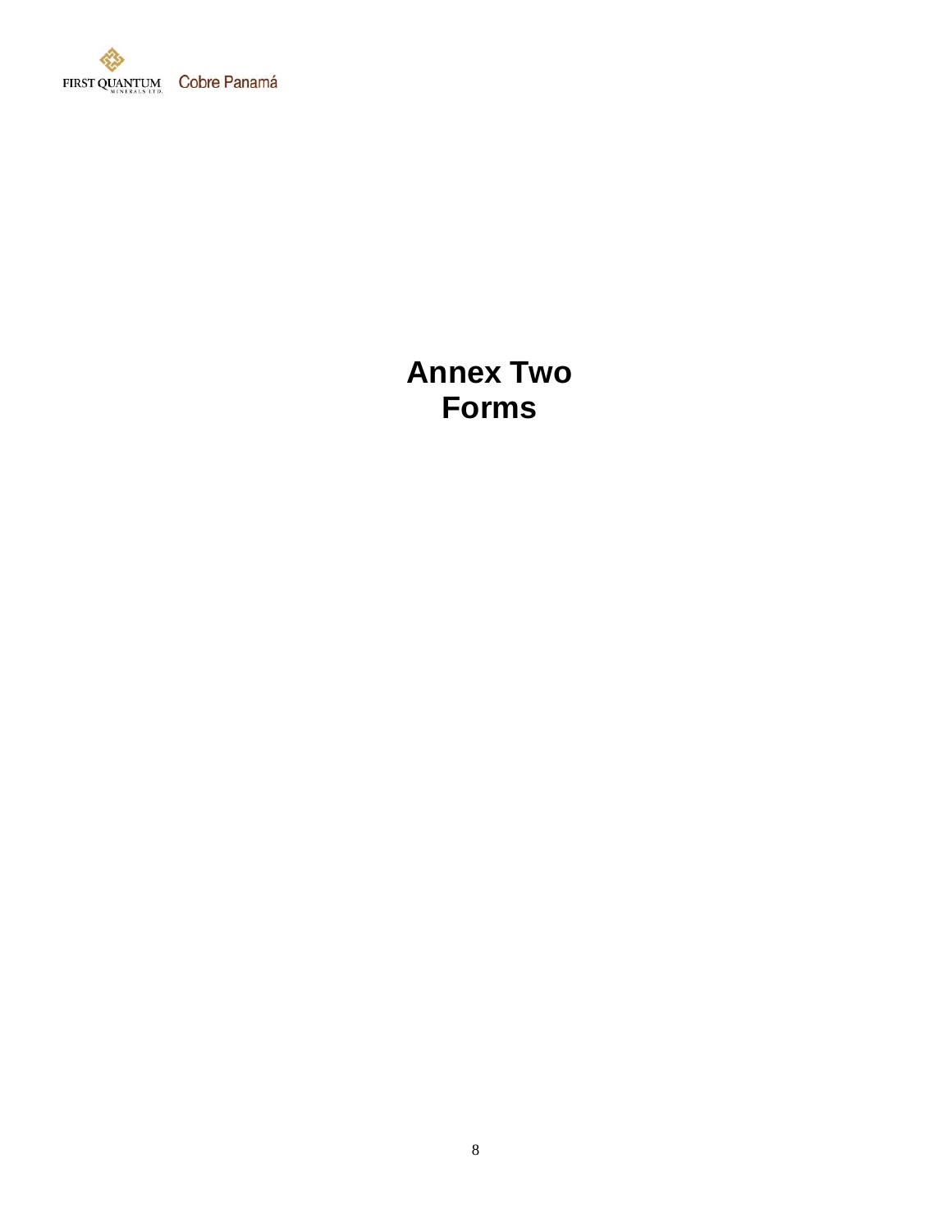# Annex Two
# Forms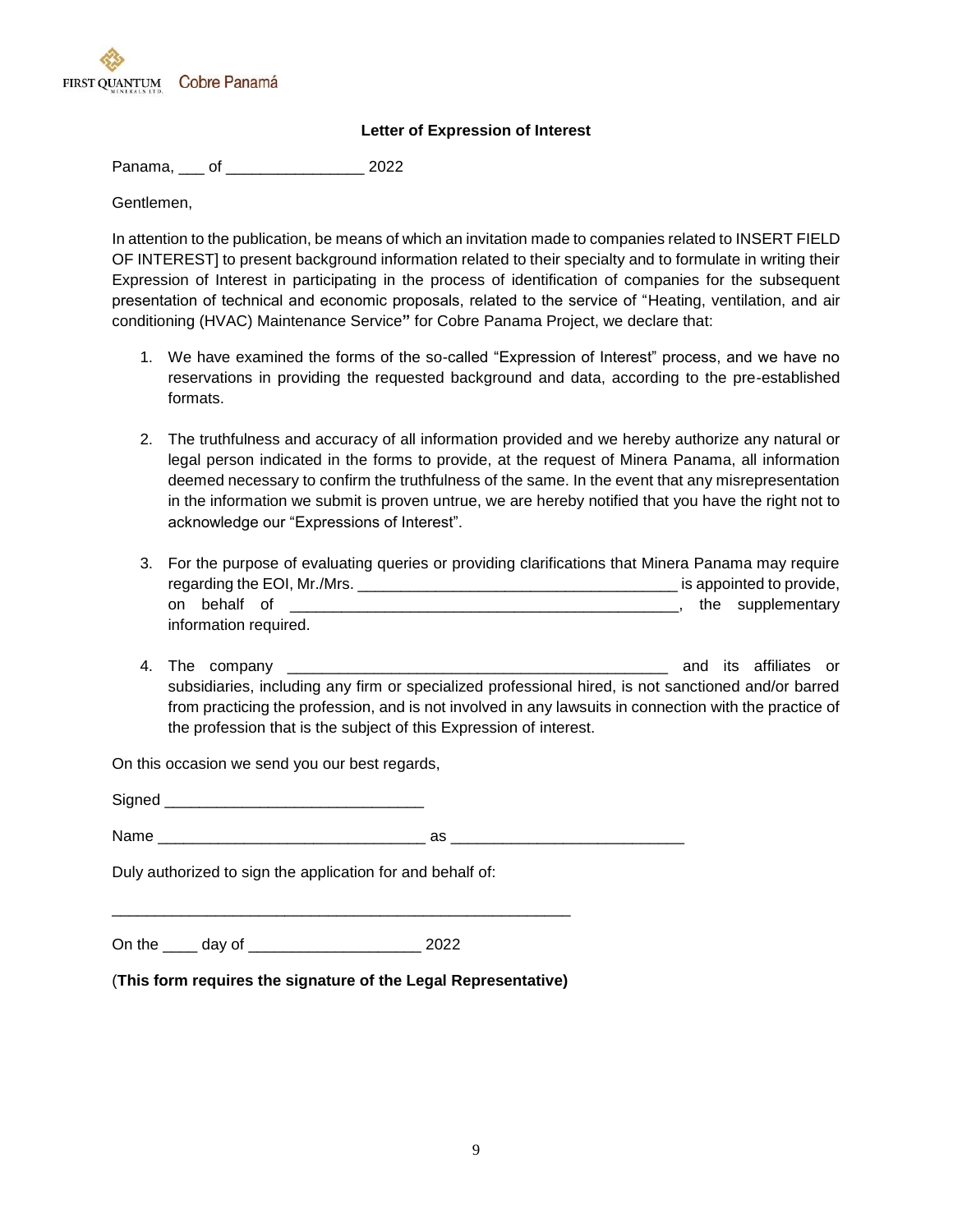**Letter of Expression of Interest**

Panama, ___ of ________________ 2022

Gentlemen,

In attention to the publication, be means of which an invitation made to companies related to INSERT FIELD OF INTEREST] to present background information related to their specialty and to formulate in writing their Expression of Interest in participating in the process of identification of companies for the subsequent presentation of technical and economic proposals, related to the service of "Heating, ventilation, and air conditioning (HVAC) Maintenance Service**"** for Cobre Panama Project, we declare that:

1. We have examined the forms of the so-called "Expression of Interest" process, and we have no reservations in providing the requested background and data, according to the pre-established formats.

2. The truthfulness and accuracy of all information provided and we hereby authorize any natural or legal person indicated in the forms to provide, at the request of Minera Panama, all information deemed necessary to confirm the truthfulness of the same. In the event that any misrepresentation in the information we submit is proven untrue, we are hereby notified that you have the right not to acknowledge our "Expressions of Interest".

3. For the purpose of evaluating queries or providing clarifications that Minera Panama may require regarding the EOI, Mr./Mrs. _____________________________________ is appointed to provide, on behalf of _____________________________________________, the supplementary information required.

4. The company ____________________________________________ and its affiliates or subsidiaries, including any firm or specialized professional hired, is not sanctioned and/or barred from practicing the profession, and is not involved in any lawsuits in connection with the practice of the profession that is the subject of this Expression of interest.

On this occasion we send you our best regards,

Signed ______________________________

Name ______________________________ as __________________________

Duly authorized to sign the application for and behalf of:

_____________________________________________________

On the ____ day of ___________________ 2022

(**This form requires the signature of the Legal Representative)**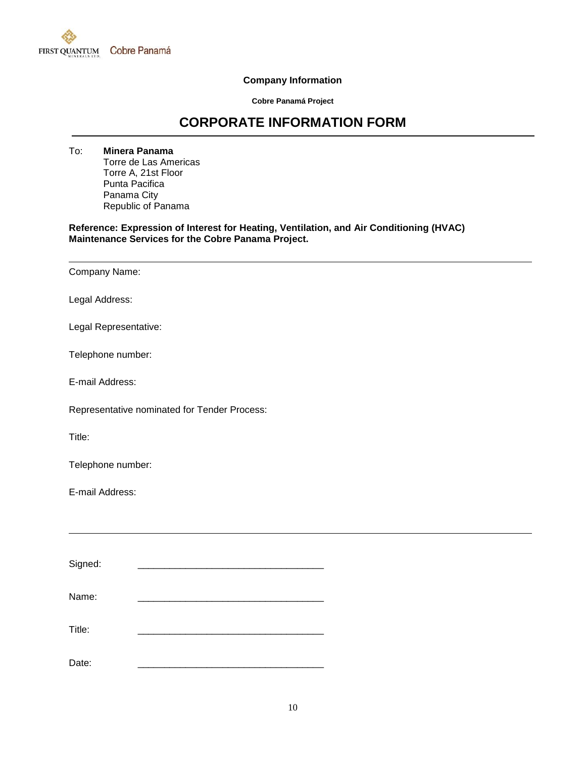**Company Information**

**Cobre Panamá Project**

# CORPORATE INFORMATION FORM

---

To: **Minera Panama**
Torre de Las Americas
Torre A, 21st Floor
Punta Pacifica
Panama City
Republic of Panama

**Reference: Expression of Interest for Heating, Ventilation, and Air Conditioning (HVAC) Maintenance Services for the Cobre Panama Project.**

---

Company Name:

Legal Address:

Legal Representative:

Telephone number:

E-mail Address:

Representative nominated for Tender Process:

Title:

Telephone number:

E-mail Address:

---

Signed: ___________________________________

Name: ___________________________________

Title: ___________________________________

Date: ___________________________________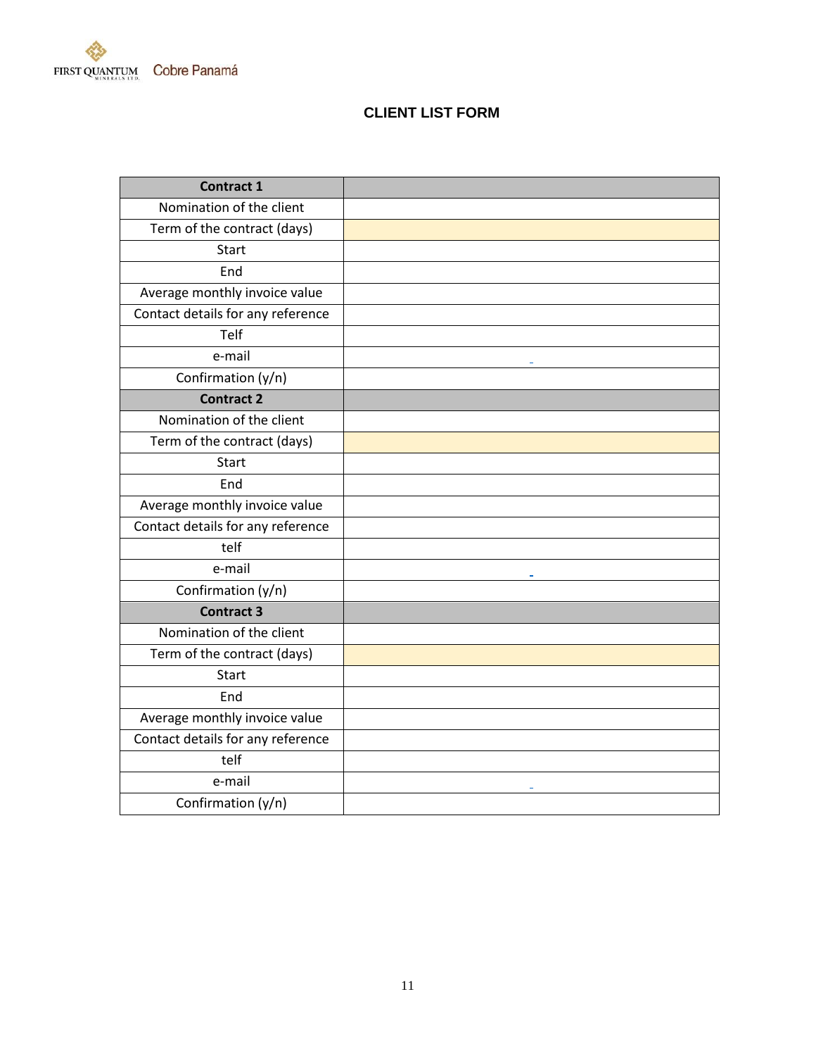# CLIENT LIST FORM

| Contract 1 | |
|---|---|
| Nomination of the client | |
| Term of the contract (days) | |
| Start | |
| End | |
| Average monthly invoice value | |
| Contact details for any reference | |
| Telf | |
| e-mail | |
| Confirmation (y/n) | |
| **Contract 2** | |
| Nomination of the client | |
| Term of the contract (days) | |
| Start | |
| End | |
| Average monthly invoice value | |
| Contact details for any reference | |
| telf | |
| e-mail | |
| Confirmation (y/n) | |
| **Contract 3** | |
| Nomination of the client | |
| Term of the contract (days) | |
| Start | |
| End | |
| Average monthly invoice value | |
| Contact details for any reference | |
| telf | |
| e-mail | |
| Confirmation (y/n) | |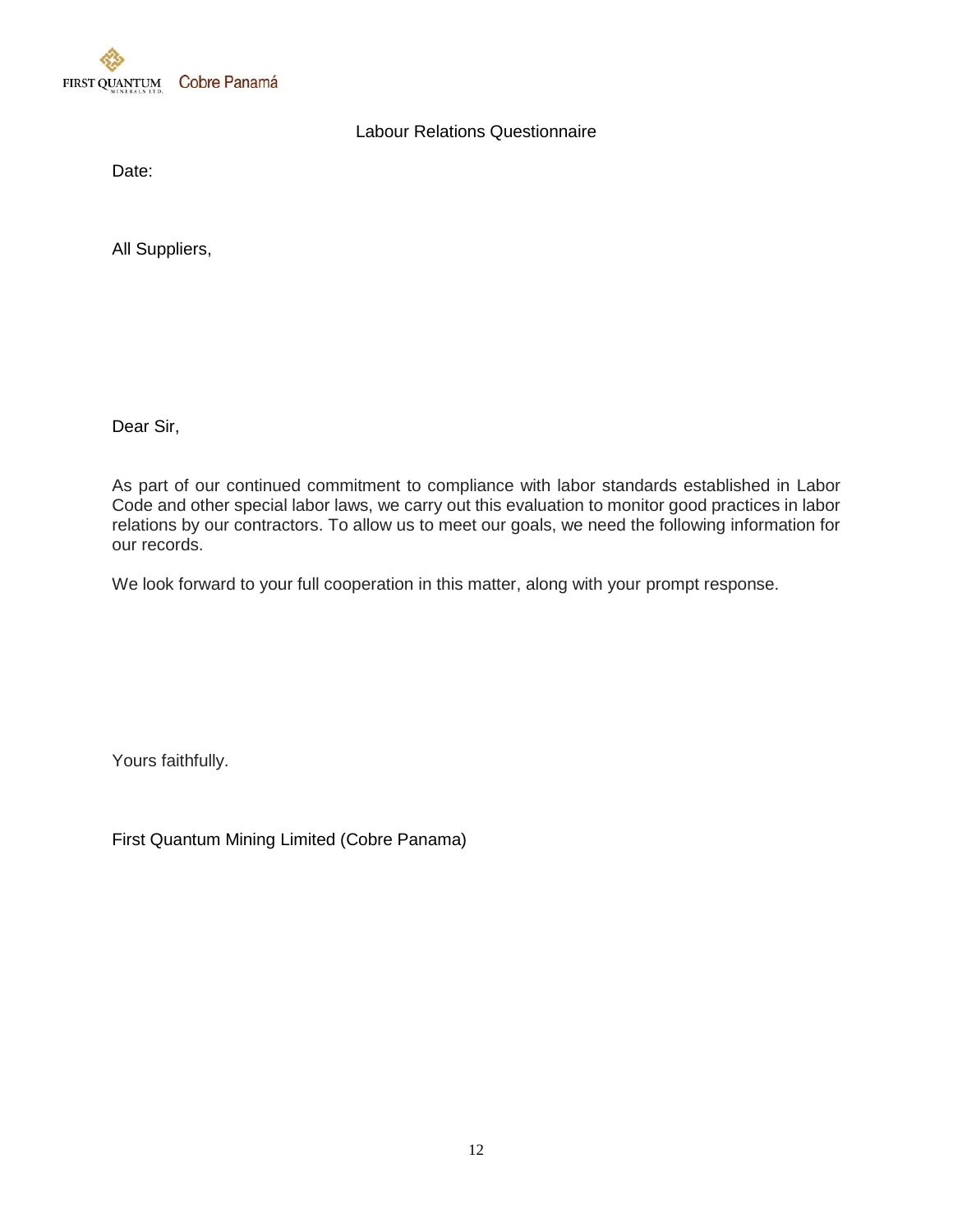FIRST QUANTUM Cobre Panamá

# Labour Relations Questionnaire

Date:

All Suppliers,

Dear Sir,

As part of our continued commitment to compliance with labor standards established in Labor Code and other special labor laws, we carry out this evaluation to monitor good practices in labor relations by our contractors. To allow us to meet our goals, we need the following information for our records.

We look forward to your full cooperation in this matter, along with your prompt response.

Yours faithfully.

First Quantum Mining Limited (Cobre Panama)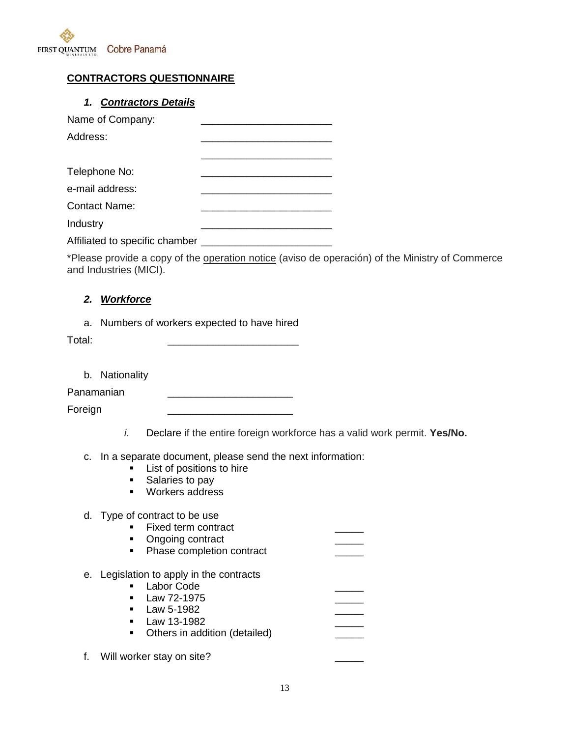## CONTRACTORS QUESTIONNAIRE

### 1. *Contractors Details*

Name of Company: _______________________

Address: _______________________

_______________________

Telephone No: _______________________

e-mail address: _______________________

Contact Name: _______________________

Industry _______________________

Affiliated to specific chamber _______________________

*Please provide a copy of the operation notice (aviso de operación) of the Ministry of Commerce and Industries (MICI).

### 2. *Workforce*

a. Numbers of workers expected to have hired

Total: _______________________

b. Nationality

Panamanian _______________________

Foreign _______________________

*i.* Declare if the entire foreign workforce has a valid work permit. **Yes/No.**

c. In a separate document, please send the next information:

- List of positions to hire
- Salaries to pay
- Workers address

d. Type of contract to be use

- Fixed term contract _____
- Ongoing contract _____
- Phase completion contract _____

e. Legislation to apply in the contracts

- Labor Code _____
- Law 72-1975 _____
- Law 5-1982 _____
- Law 13-1982 _____
- Others in addition (detailed) _____

f. Will worker stay on site? _____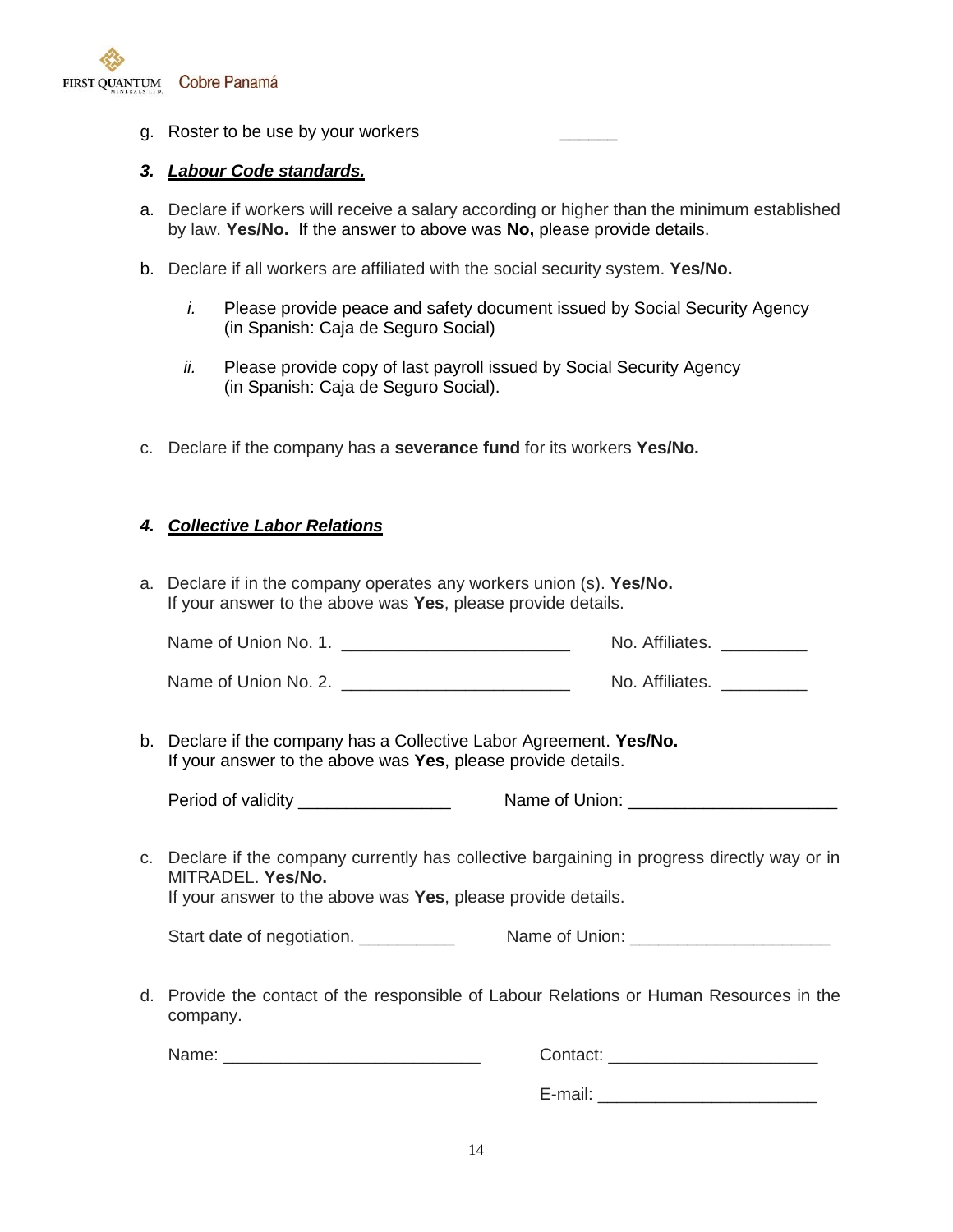g. Roster to be use by your workers ______

### 3. ***Labour Code standards.***

a. Declare if workers will receive a salary according or higher than the minimum established by law. **Yes/No.** If the answer to above was **No,** please provide details.

b. Declare if all workers are affiliated with the social security system. **Yes/No.**

   *i.* Please provide peace and safety document issued by Social Security Agency (in Spanish: Caja de Seguro Social)

   *ii.* Please provide copy of last payroll issued by Social Security Agency (in Spanish: Caja de Seguro Social).

c. Declare if the company has a **severance fund** for its workers **Yes/No.**

### 4. ***Collective Labor Relations***

a. Declare if in the company operates any workers union (s). **Yes/No.**
   If your answer to the above was **Yes**, please provide details.

   Name of Union No. 1. ________________________ No. Affiliates. _________

   Name of Union No. 2. ________________________ No. Affiliates. _________

b. Declare if the company has a Collective Labor Agreement. **Yes/No.**
   If your answer to the above was **Yes**, please provide details.

   Period of validity ________________ Name of Union: ______________________

c. Declare if the company currently has collective bargaining in progress directly way or in MITRADEL. **Yes/No.**
   If your answer to the above was **Yes**, please provide details.

   Start date of negotiation. __________ Name of Union: _____________________

d. Provide the contact of the responsible of Labour Relations or Human Resources in the company.

   Name: ___________________________ Contact: ______________________

   E-mail: _______________________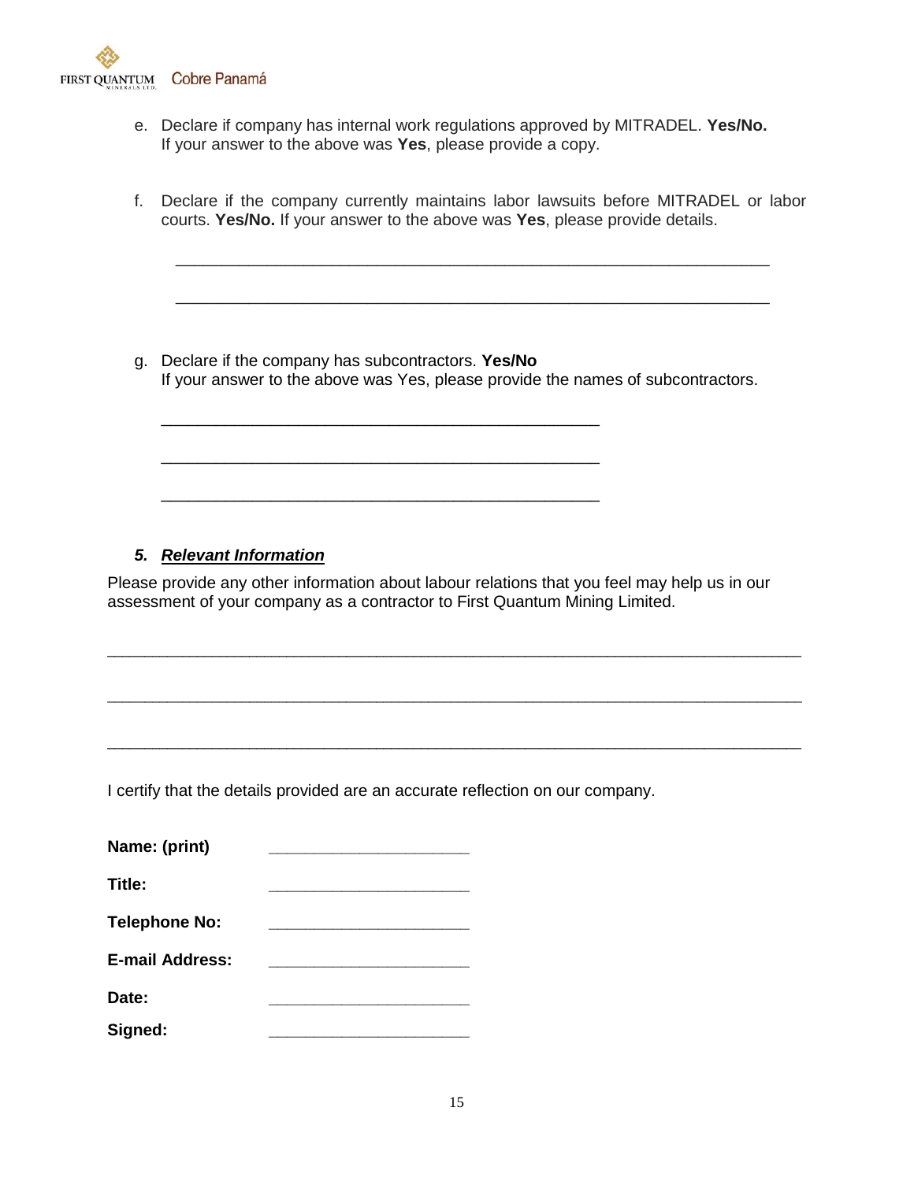e. Declare if company has internal work regulations approved by MITRADEL. **Yes/No.** If your answer to the above was **Yes**, please provide a copy.

f. Declare if the company currently maintains labor lawsuits before MITRADEL or labor courts. **Yes/No.** If your answer to the above was **Yes**, please provide details.

_______________________________________________________________

_______________________________________________________________

g. Declare if the company has subcontractors. **Yes/No**
If your answer to the above was Yes, please provide the names of subcontractors.

_____________________________________________

_____________________________________________

_____________________________________________

### *5. Relevant Information*

Please provide any other information about labour relations that you feel may help us in our assessment of your company as a contractor to First Quantum Mining Limited.

_______________________________________________________________________

_______________________________________________________________________

_______________________________________________________________________

I certify that the details provided are an accurate reflection on our company.

**Name: (print)** ______________________

**Title:** ______________________

**Telephone No:** ______________________

**E-mail Address:** ______________________

**Date:** ______________________

**Signed:** ______________________